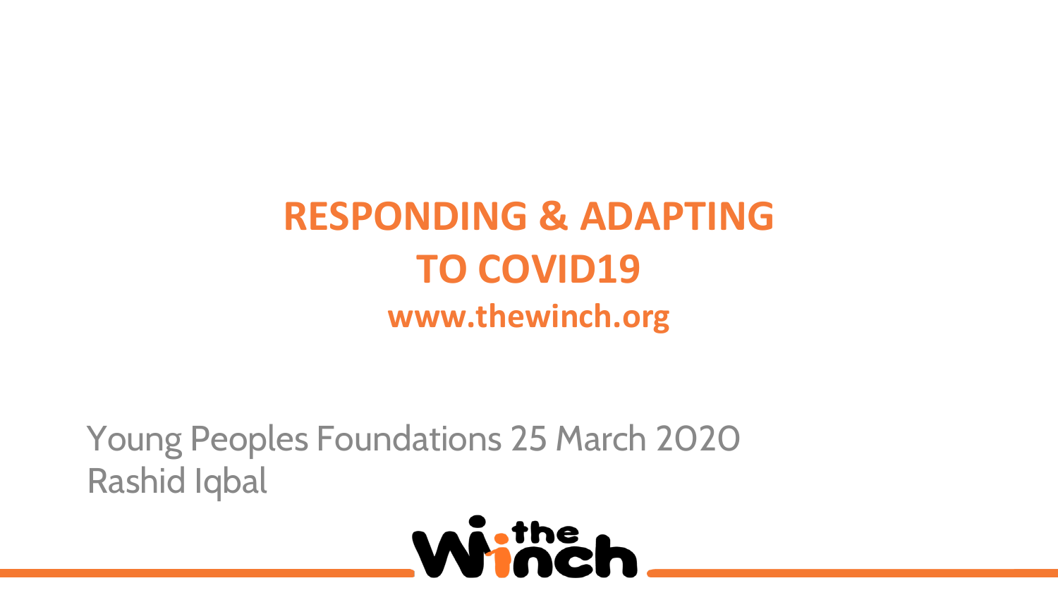# RESPONDING & ADAPTING TO COVID19

**www.thewinch.org**

Young Peoples Foundations 25 March 2020
Rashid Iqbal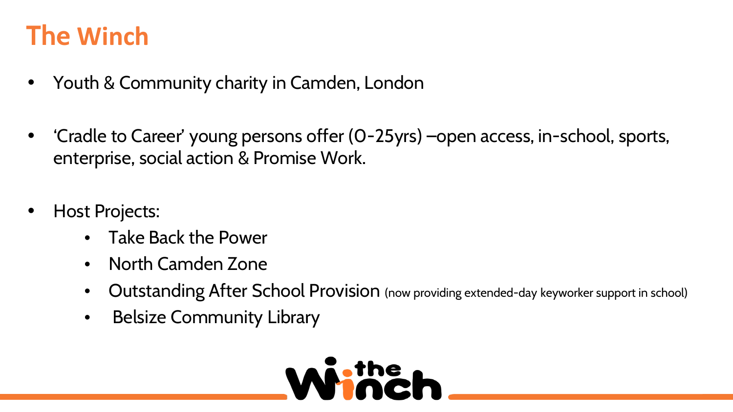# The Winch

- Youth & Community charity in Camden, London
- 'Cradle to Career' young persons offer (0-25yrs) –open access, in-school, sports, enterprise, social action & Promise Work.
- Host Projects:
  - Take Back the Power
  - North Camden Zone
  - Outstanding After School Provision (now providing extended-day keyworker support in school)
  - Belsize Community Library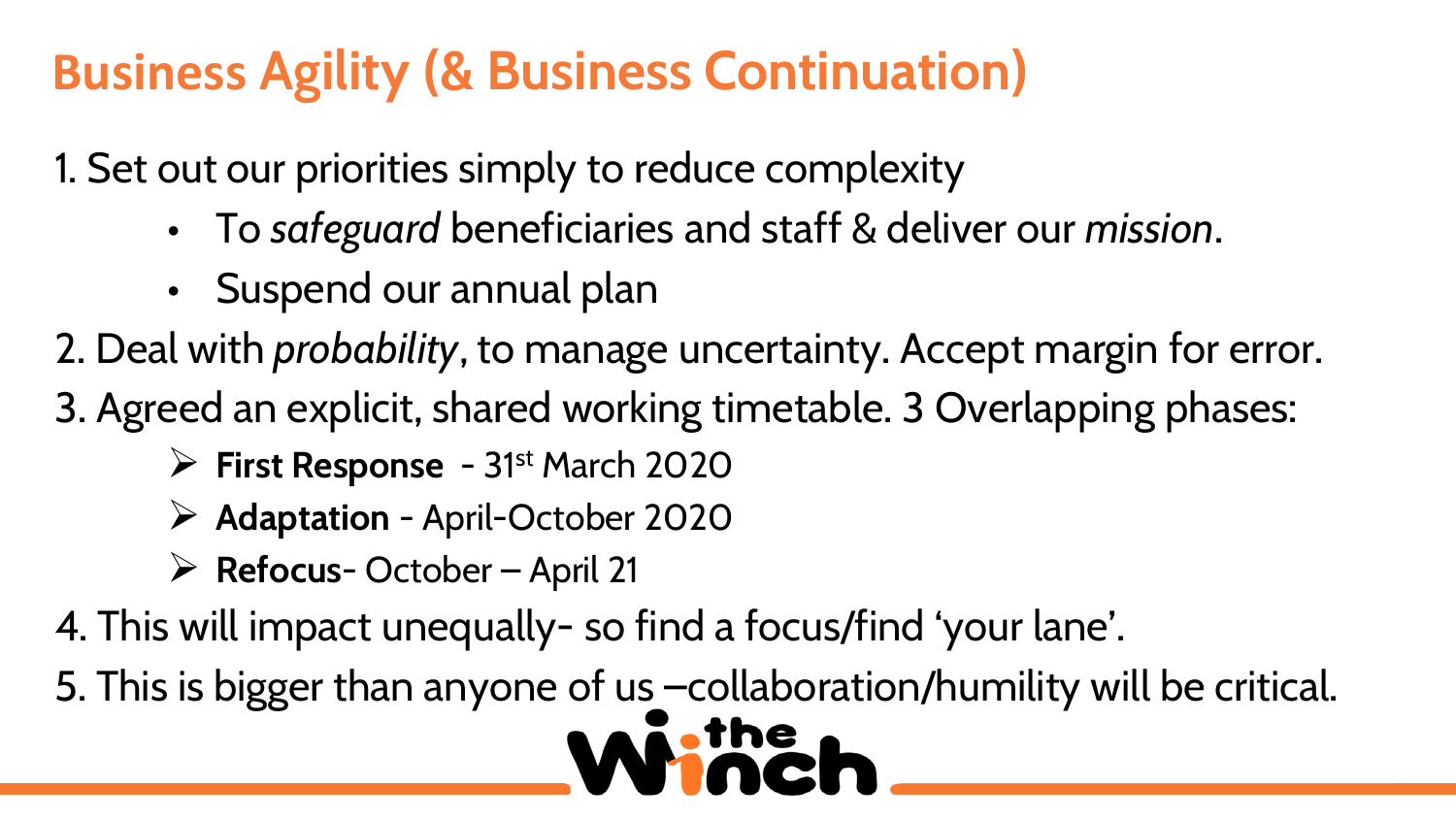# Business Agility (& Business Continuation)

1. Set out our priorities simply to reduce complexity
   - To *safeguard* beneficiaries and staff & deliver our *mission*.
   - Suspend our annual plan
2. Deal with *probability*, to manage uncertainty. Accept margin for error.
3. Agreed an explicit, shared working timetable. 3 Overlapping phases:
   - **First Response** - 31st March 2020
   - **Adaptation** - April-October 2020
   - **Refocus**- October – April 21
4. This will impact unequally- so find a focus/find 'your lane'.
5. This is bigger than anyone of us –collaboration/humility will be critical.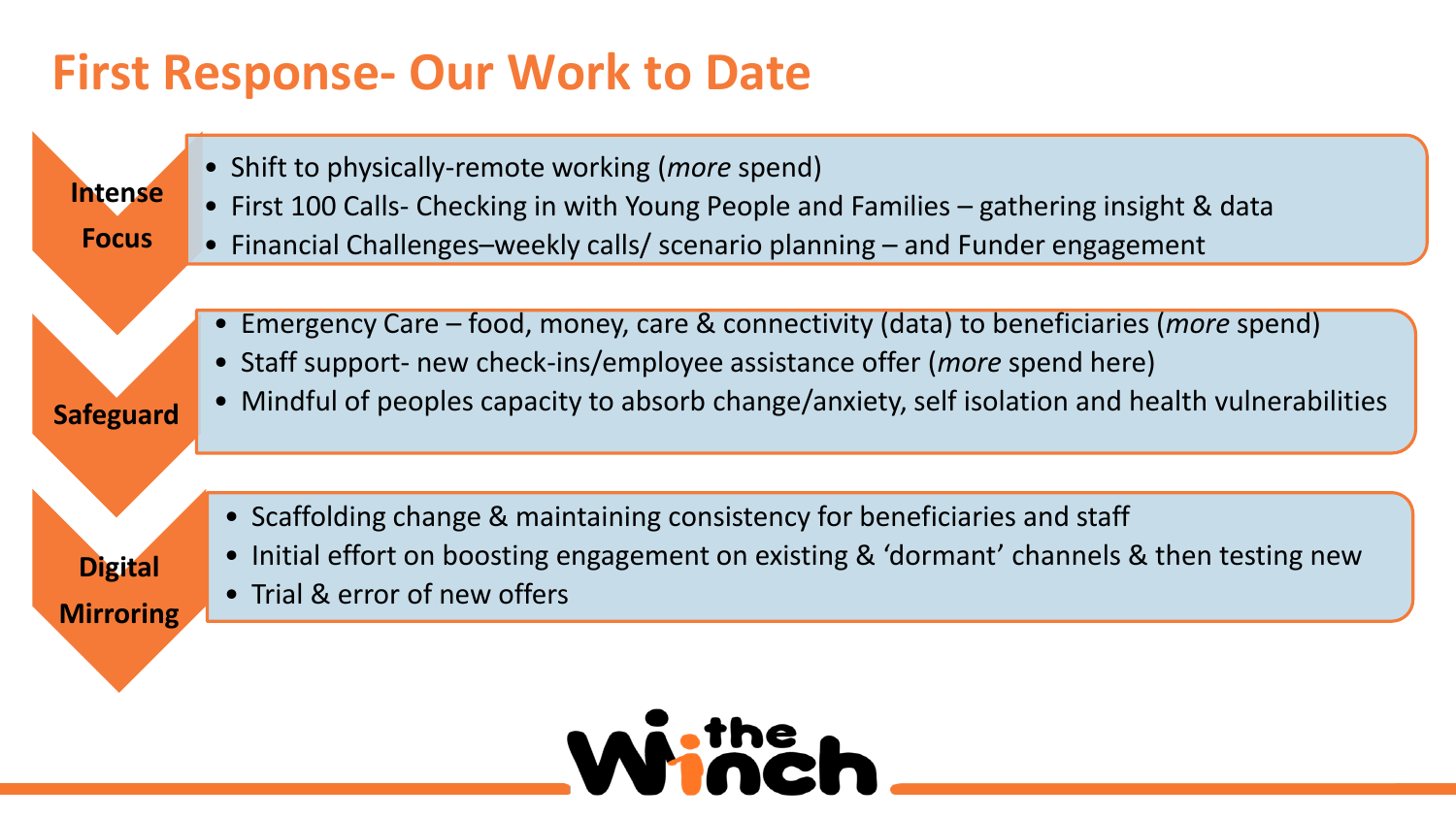# First Response- Our Work to Date

**Intense Focus**

- Shift to physically-remote working (*more* spend)
- First 100 Calls- Checking in with Young People and Families – gathering insight & data
- Financial Challenges–weekly calls/ scenario planning – and Funder engagement

**Safeguard**

- Emergency Care – food, money, care & connectivity (data) to beneficiaries (*more* spend)
- Staff support- new check-ins/employee assistance offer (*more* spend here)
- Mindful of peoples capacity to absorb change/anxiety, self isolation and health vulnerabilities

**Digital Mirroring**

- Scaffolding change & maintaining consistency for beneficiaries and staff
- Initial effort on boosting engagement on existing & 'dormant' channels & then testing new
- Trial & error of new offers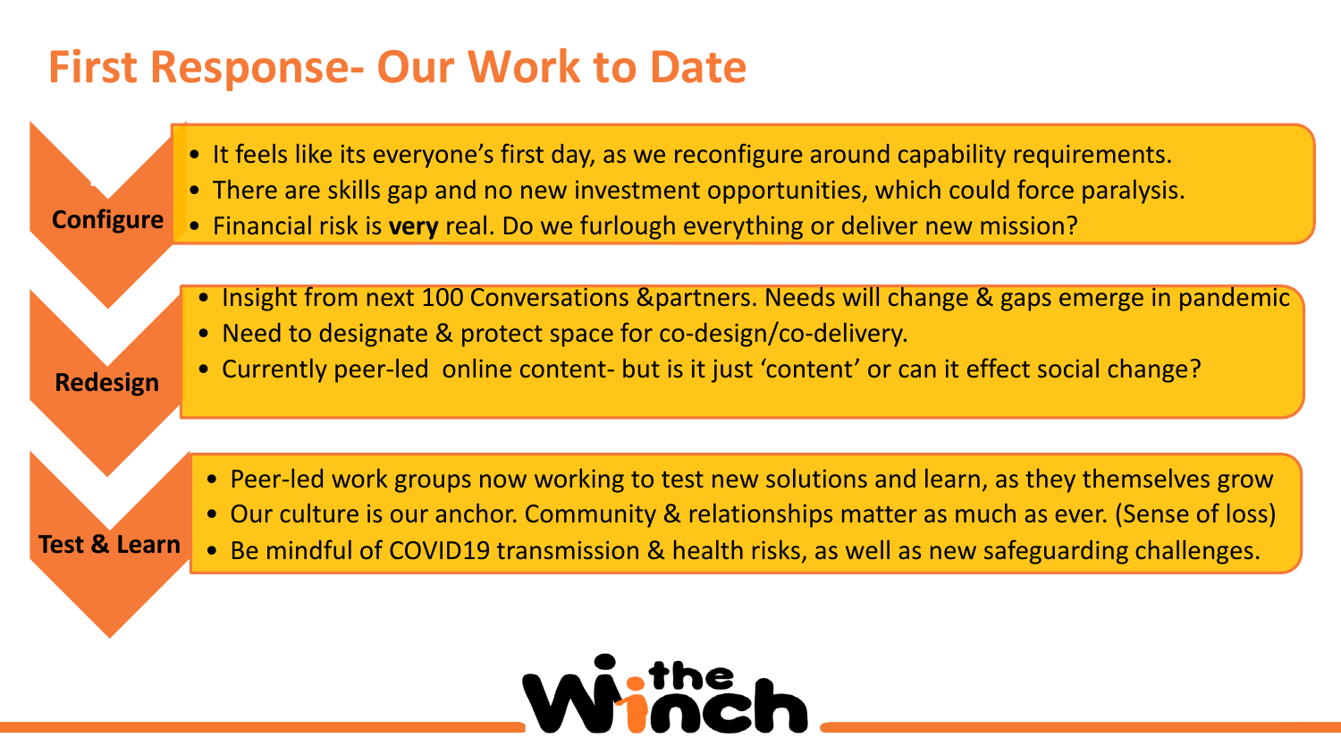# First Response- Our Work to Date

**Configure**

- It feels like its everyone's first day, as we reconfigure around capability requirements.
- There are skills gap and no new investment opportunities, which could force paralysis.
- Financial risk is **very** real. Do we furlough everything or deliver new mission?

**Redesign**

- Insight from next 100 Conversations &partners. Needs will change & gaps emerge in pandemic
- Need to designate & protect space for co-design/co-delivery.
- Currently peer-led online content- but is it just 'content' or can it effect social change?

**Test & Learn**

- Peer-led work groups now working to test new solutions and learn, as they themselves grow
- Our culture is our anchor. Community & relationships matter as much as ever. (Sense of loss)
- Be mindful of COVID19 transmission & health risks, as well as new safeguarding challenges.

the Winch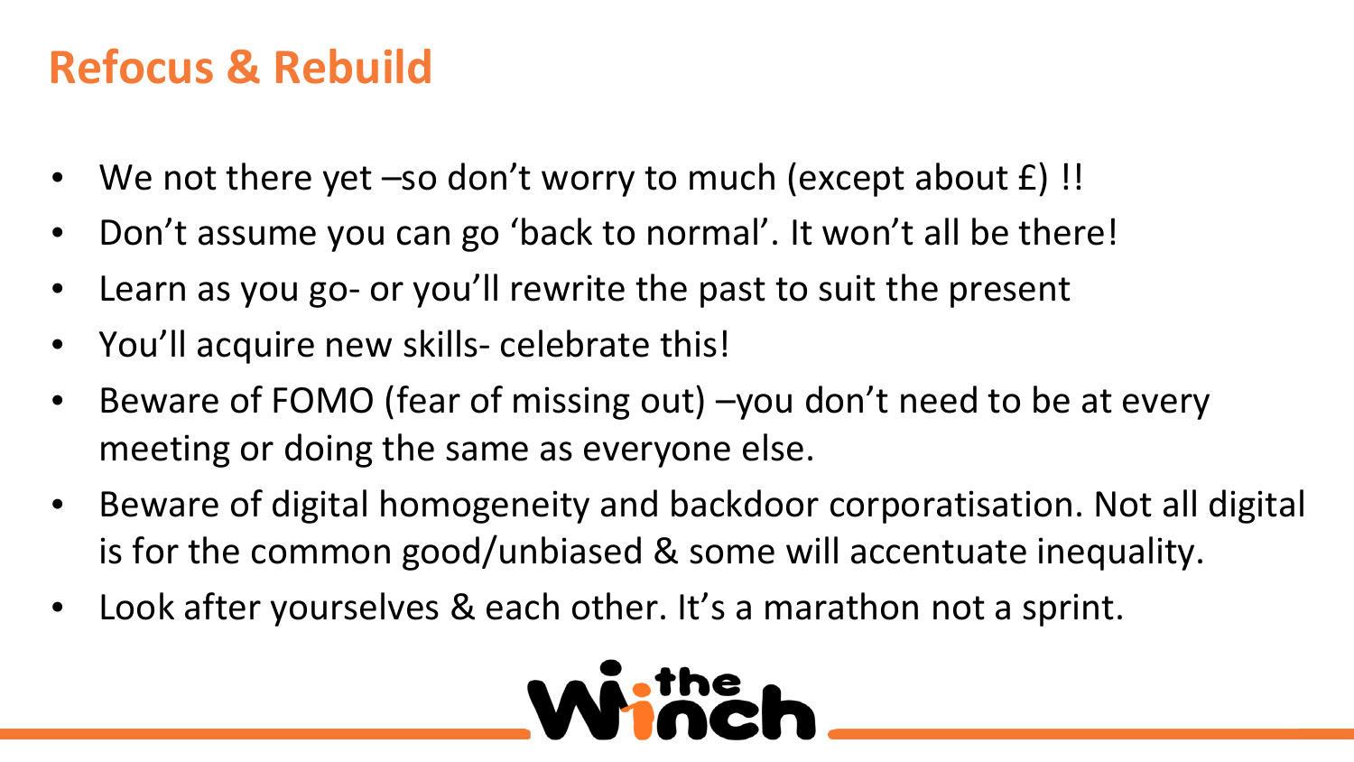# Refocus & Rebuild

- We not there yet –so don't worry to much (except about £) !!
- Don't assume you can go 'back to normal'. It won't all be there!
- Learn as you go- or you'll rewrite the past to suit the present
- You'll acquire new skills- celebrate this!
- Beware of FOMO (fear of missing out) –you don't need to be at every meeting or doing the same as everyone else.
- Beware of digital homogeneity and backdoor corporatisation. Not all digital is for the common good/unbiased & some will accentuate inequality.
- Look after yourselves & each other. It's a marathon not a sprint.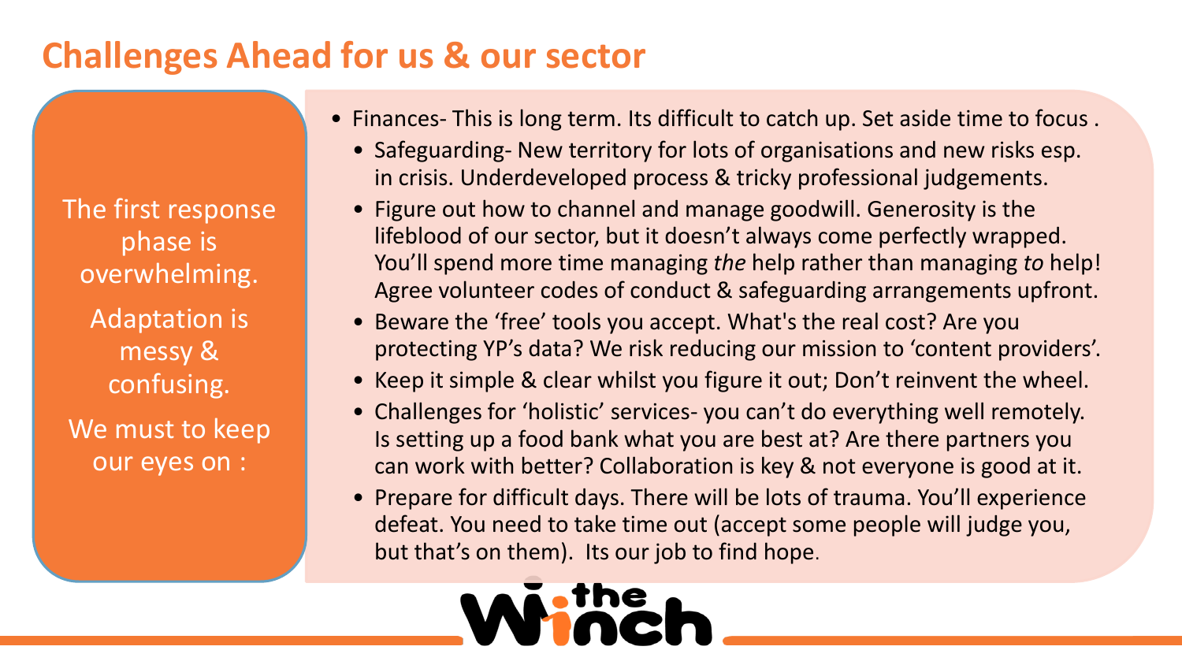## Challenges Ahead for us & our sector

The first response phase is overwhelming.

Adaptation is messy & confusing.

We must to keep our eyes on :

- Finances- This is long term. Its difficult to catch up. Set aside time to focus .
  - Safeguarding- New territory for lots of organisations and new risks esp. in crisis. Underdeveloped process & tricky professional judgements.
  - Figure out how to channel and manage goodwill. Generosity is the lifeblood of our sector, but it doesn't always come perfectly wrapped. You'll spend more time managing *the* help rather than managing *to* help! Agree volunteer codes of conduct & safeguarding arrangements upfront.
  - Beware the 'free' tools you accept. What's the real cost? Are you protecting YP's data? We risk reducing our mission to 'content providers'.
  - Keep it simple & clear whilst you figure it out; Don't reinvent the wheel.
  - Challenges for 'holistic' services- you can't do everything well remotely. Is setting up a food bank what you are best at? Are there partners you can work with better? Collaboration is key & not everyone is good at it.
  - Prepare for difficult days. There will be lots of trauma. You'll experience defeat. You need to take time out (accept some people will judge you, but that's on them). Its our job to find hope.

the Winch